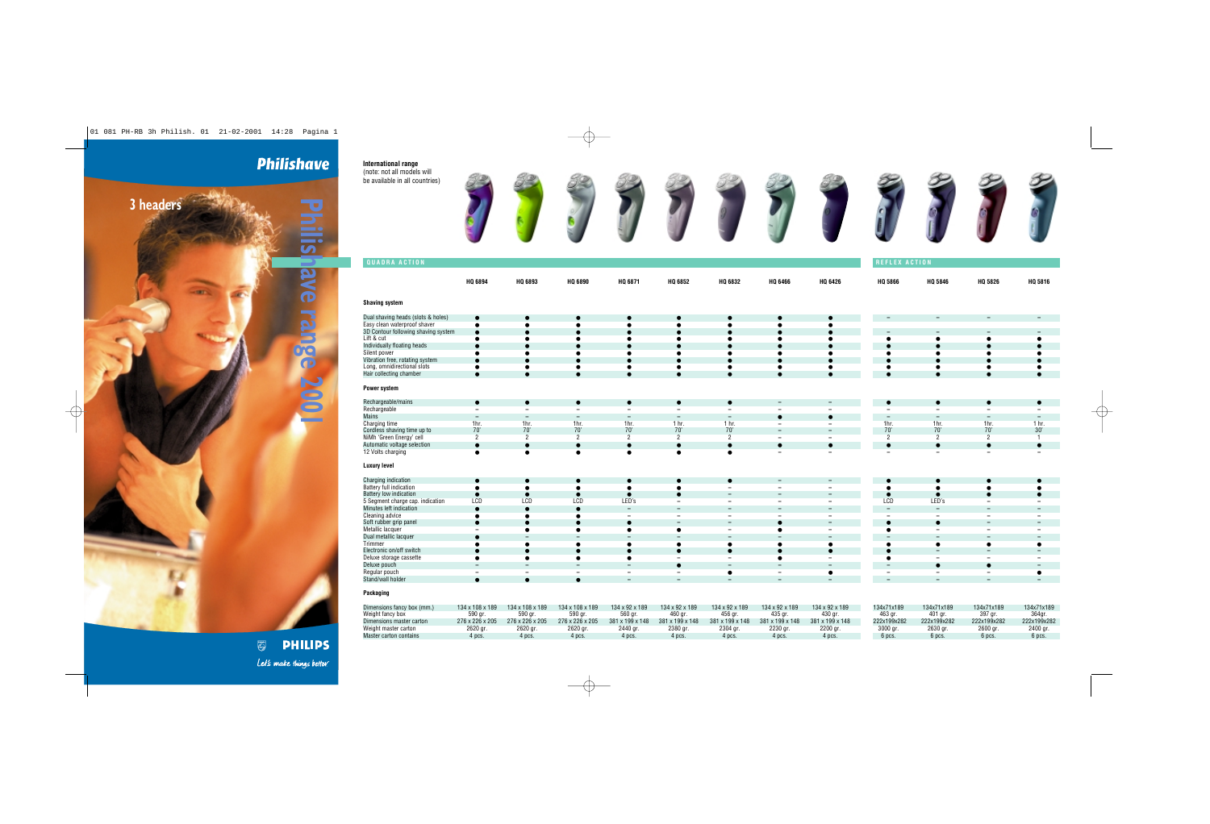# Philishave

## 3 headers

**Philishave range 2001**

PHILIPS

*Let's make things better*

**International range**
(note: not all models will be available in all countries)

| | QUADRA ACTION | | | | | | | | REFLEX ACTION | | | |
|---|---|---|---|---|---|---|---|---|---|---|---|---|
| | HQ 6894 | HQ 6893 | HQ 6890 | HQ 6871 | HQ 6852 | HQ 6832 | HQ 6466 | HQ 6426 | HQ 5866 | HQ 5846 | HQ 5826 | HQ 5816 |
| **Shaving system** | | | | | | | | | | | | |
| Dual shaving heads (slots & holes) | ● | ● | ● | ● | ● | ● | ● | ● | – | – | – | – |
| Easy clean waterproof shaver | ● | ● | ● | ● | ● | ● | ● | ● | | | | |
| 3D Contour following shaving system | ● | ● | ● | ● | ● | ● | ● | ● | – | – | – | – |
| Lift & cut | ● | ● | ● | ● | ● | ● | ● | ● | ● | ● | ● | ● |
| Individually floating heads | ● | ● | ● | ● | ● | ● | ● | ● | ● | ● | ● | ● |
| Silent power | ● | ● | ● | ● | ● | ● | ● | ● | ● | ● | ● | ● |
| Vibration free, rotating system | ● | ● | ● | ● | ● | ● | ● | ● | ● | ● | ● | ● |
| Long, omnidirectional slots | ● | ● | ● | ● | ● | ● | ● | ● | ● | ● | ● | ● |
| Hair collecting chamber | ● | ● | ● | ● | ● | ● | ● | ● | ● | ● | ● | ● |
| **Power system** | | | | | | | | | | | | |
| Rechargeable/mains | ● | ● | ● | ● | ● | ● | – | – | ● | ● | ● | ● |
| Rechargeable | – | – | – | – | – | – | – | – | – | – | – | – |
| Mains | – | – | – | – | – | – | ● | ● | – | – | – | – |
| Charging time | 1hr. | 1hr. | 1hr. | 1hr. | 1 hr. | 1 hr. | – | – | 1hr. | 1hr. | 1hr. | 1 hr. |
| Cordless shaving time up to | 70' | 70' | 70' | 70' | 70' | 70' | – | – | 70' | 70' | 70' | 30' |
| NiMh 'Green Energy' cell | 2 | 2 | 2 | 2 | 2 | 2 | – | – | 2 | 2 | 2 | 1 |
| Automatic voltage selection | ● | ● | ● | ● | ● | ● | ● | ● | ● | ● | ● | ● |
| 12 Volts charging | ● | ● | ● | ● | ● | ● | – | – | – | – | – | – |
| **Luxury level** | | | | | | | | | | | | |
| Charging indication | ● | ● | ● | ● | ● | ● | – | – | ● | ● | ● | ● |
| Battery full indication | ● | ● | ● | ● | ● | – | – | – | ● | ● | ● | ● |
| Battery low indication | ● | ● | ● | ● | ● | – | – | – | ● | ● | ● | ● |
| 5 Segment charge cap. indication | LCD | LCD | LCD | LED's | – | – | – | – | LCD | LED's | – | – |
| Minutes left indication | ● | ● | ● | – | – | – | – | – | – | – | – | – |
| Cleaning advice | ● | ● | ● | – | – | – | – | – | – | – | – | – |
| Soft rubber grip panel | ● | ● | ● | ● | – | – | ● | – | ● | ● | – | – |
| Metallic lacquer | – | ● | ● | ● | ● | – | ● | – | ● | – | – | – |
| Dual metallic lacquer | ● | – | – | – | – | – | – | – | – | – | – | – |
| Trimmer | ● | ● | ● | ● | ● | ● | ● | ● | ● | ● | ● | ● |
| Electronic on/off switch | ● | ● | ● | ● | ● | ● | ● | ● | ● | – | – | – |
| Deluxe storage cassette | ● | ● | ● | ● | – | – | ● | – | ● | – | – | – |
| Deluxe pouch | – | – | – | – | ● | – | – | – | – | ● | ● | – |
| Regular pouch | – | – | – | – | – | ● | – | ● | – | – | – | ● |
| Stand/wall holder | ● | ● | ● | – | – | – | – | – | – | – | – | – |
| **Packaging** | | | | | | | | | | | | |
| Dimensions fancy box (mm.) | 134 x 108 x 189 | 134 x 108 x 189 | 134 x 108 x 189 | 134 x 92 x 189 | 134 x 92 x 189 | 134 x 92 x 189 | 134 x 92 x 189 | 134 x 92 x 189 | 134x71x189 | 134x71x189 | 134x71x189 | 134x71x189 |
| Weight fancy box | 590 gr. | 590 gr. | 590 gr. | 560 gr. | 460 gr. | 456 gr. | 435 gr. | 430 gr. | 463 gr. | 401 gr. | 397 gr. | 364gr. |
| Dimensions master carton | 276 x 226 x 205 | 276 x 226 x 205 | 276 x 226 x 205 | 381 x 199 x 148 | 381 x 199 x 148 | 381 x 199 x 148 | 381 x 199 x 148 | 381 x 199 x 148 | 222x199x282 | 222x199x282 | 222x199x282 | 222x199x282 |
| Weight master carton | 2620 gr. | 2620 gr. | 2620 gr. | 2440 gr. | 2380 gr. | 2304 gr. | 2230 gr. | 2200 gr. | 3000 gr. | 2630 gr. | 2600 gr. | 2400 gr. |
| Master carton contains | 4 pcs. | 4 pcs. | 4 pcs. | 4 pcs. | 4 pcs. | 4 pcs. | 4 pcs. | 4 pcs. | 6 pcs. | 6 pcs. | 6 pcs. | 6 pcs. |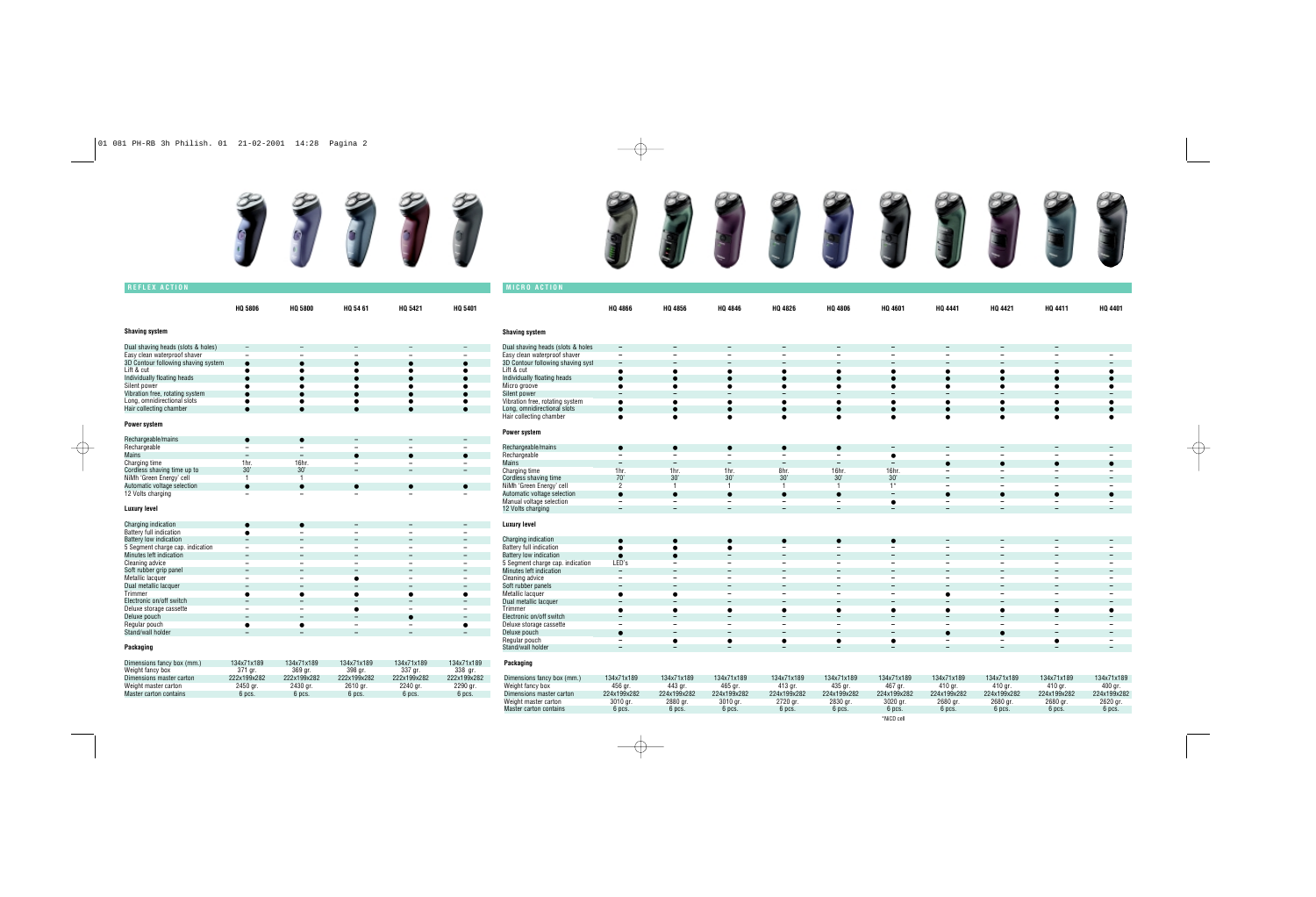## REFLEX ACTION

| | HQ 5806 | HQ 5800 | HQ 54 61 | HQ 5421 | HQ 5401 |
|---|---|---|---|---|---|
| **Shaving system** | | | | | |
| Dual shaving heads (slots & holes) | – | – | – | – | – |
| Easy clean waterproof shaver | – | – | – | – | – |
| 3D Contour following shaving system | ● | ● | ● | ● | ● |
| Lift & cut | ● | ● | ● | ● | ● |
| Individually floating heads | ● | ● | ● | ● | ● |
| Silent power | ● | ● | ● | ● | ● |
| Vibration free, rotating system | ● | ● | ● | ● | ● |
| Long, omnidirectional slots | ● | ● | ● | ● | ● |
| Hair collecting chamber | ● | ● | ● | ● | ● |
| **Power system** | | | | | |
| Rechargeable/mains | ● | ● | – | – | – |
| Rechargeable | – | – | – | – | – |
| Mains | – | – | ● | ● | ● |
| Charging time | 1hr. | 16hr. | – | – | – |
| Cordless shaving time up to | 30' | 30' | – | – | – |
| NiMh 'Green Energy' cell | 1 | 1 | | | |
| Automatic voltage selection | ● | ● | ● | ● | ● |
| 12 Volts charging | – | – | – | – | – |
| **Luxury level** | | | | | |
| Charging indication | ● | ● | – | – | – |
| Battery full indication | ● | – | – | – | – |
| Battery low indication | – | – | – | – | – |
| 5 Segment charge cap. indication | – | – | – | – | – |
| Minutes left indication | – | – | – | – | – |
| Cleaning advice | – | – | – | – | – |
| Soft rubber grip panel | – | – | – | – | – |
| Metallic lacquer | – | – | ● | – | – |
| Dual metallic lacquer | – | – | – | – | – |
| Trimmer | ● | ● | ● | ● | ● |
| Electronic on/off switch | – | – | – | – | – |
| Deluxe storage cassette | – | – | ● | – | – |
| Deluxe pouch | – | – | – | ● | – |
| Regular pouch | ● | ● | – | – | ● |
| Stand/wall holder | – | – | – | – | – |
| **Packaging** | | | | | |
| Dimensions fancy box (mm.) | 134x71x189 | 134x71x189 | 134x71x189 | 134x71x189 | 134x71x189 |
| Weight fancy box | 371 gr. | 369 gr. | 398 gr. | 337 gr. | 338 gr. |
| Dimensions master carton | 222x199x282 | 222x199x282 | 222x199x282 | 222x199x282 | 222x199x282 |
| Weight master carton | 2450 gr. | 2430 gr. | 2610 gr. | 2240 gr. | 2290 gr. |
| Master carton contains | 6 pcs. | 6 pcs. | 6 pcs. | 6 pcs. | 6 pcs. |

## MICRO ACTION

| | HQ 4866 | HQ 4856 | HQ 4846 | HQ 4826 | HQ 4806 | HQ 4601 | HQ 4441 | HQ 4421 | HQ 4411 | HQ 4401 |
|---|---|---|---|---|---|---|---|---|---|---|
| **Shaving system** | | | | | | | | | | |
| Dual shaving heads (slots & holes | – | – | – | – | – | – | – | – | – | |
| Easy clean waterproof shaver | – | – | – | – | – | – | – | – | – | – |
| 3D Contour following shaving syst | – | – | – | – | – | – | – | – | – | – |
| Lift & cut | ● | ● | ● | ● | ● | ● | ● | ● | ● | ● |
| Individually floating heads | ● | ● | ● | ● | ● | ● | ● | ● | ● | ● |
| Micro groove | ● | ● | ● | ● | ● | ● | ● | ● | ● | ● |
| Silent power | – | – | – | – | – | – | – | – | – | – |
| Vibration free, rotating system | ● | ● | ● | ● | ● | ● | ● | ● | ● | ● |
| Long, omnidirectional slots | ● | ● | ● | ● | ● | ● | ● | ● | ● | ● |
| Hair collecting chamber | ● | ● | ● | ● | ● | ● | ● | ● | ● | ● |
| **Power system** | | | | | | | | | | |
| Rechargeable/mains | ● | ● | ● | ● | ● | – | – | – | – | – |
| Rechargeable | – | – | – | – | – | ● | – | – | – | – |
| Mains | – | – | – | – | – | – | ● | ● | ● | ● |
| Charging time | 1hr. | 1hr. | 1hr. | 8hr. | 16hr. | 16hr. | – | – | – | – |
| Cordless shaving time | 70' | 30' | 30' | 30' | 30' | 30' | – | – | – | – |
| NiMh 'Green Energy' cell | 2 | 1 | 1 | 1 | 1 | 1* | – | – | – | – |
| Automatic voltage selection | ● | ● | ● | ● | ● | – | ● | ● | ● | ● |
| Manual voltage selection | – | – | – | – | – | ● | – | – | – | – |
| 12 Volts charging | – | – | – | – | – | – | – | – | – | – |
| **Luxury level** | | | | | | | | | | |
| Charging indication | ● | ● | ● | ● | ● | ● | – | – | – | – |
| Battery full indication | ● | ● | ● | – | – | – | – | – | – | – |
| Battery low indication | ● | ● | – | – | – | – | – | – | – | – |
| 5 Segment charge cap. indication | LED's | – | – | – | – | – | – | – | – | – |
| Minutes left indication | – | – | – | – | – | – | – | – | – | – |
| Cleaning advice | – | – | – | – | – | – | – | – | – | – |
| Soft rubber panels | – | – | – | – | – | – | – | – | – | – |
| Metallic lacquer | ● | ● | – | – | – | – | ● | – | – | – |
| Dual metallic lacquer | – | – | – | – | – | – | – | – | – | – |
| Trimmer | ● | ● | ● | ● | ● | ● | ● | ● | ● | ● |
| Electronic on/off switch | – | – | – | – | – | – | – | – | – | – |
| Deluxe storage cassette | – | – | – | – | – | – | – | – | – | – |
| Deluxe pouch | ● | – | – | – | – | – | ● | ● | – | – |
| Regular pouch | – | ● | ● | ● | ● | ● | – | – | ● | – |
| Stand/wall holder | – | – | – | – | – | – | – | – | – | – |
| **Packaging** | | | | | | | | | | |
| Dimensions fancy box (mm.) | 134x71x189 | 134x71x189 | 134x71x189 | 134x71x189 | 134x71x189 | 134x71x189 | 134x71x189 | 134x71x189 | 134x71x189 | 134x71x189 |
| Weight fancy box | 456 gr. | 443 gr. | 465 gr. | 413 gr. | 435 gr. | 467 gr. | 410 gr. | 410 gr. | 410 gr. | 400 gr. |
| Dimensions master carton | 224x199x282 | 224x199x282 | 224x199x282 | 224x199x282 | 224x199x282 | 224x199x282 | 224x199x282 | 224x199x282 | 224x199x282 | 224x199x282 |
| Weight master carton | 3010 gr. | 2880 gr. | 3010 gr. | 2720 gr. | 2830 gr. | 3020 gr. | 2680 gr. | 2680 gr. | 2680 gr. | 2620 gr. |
| Master carton contains | 6 pcs. | 6 pcs. | 6 pcs. | 6 pcs. | 6 pcs. | 6 pcs. | 6 pcs. | 6 pcs. | 6 pcs. | 6 pcs. |

*NiCD cell